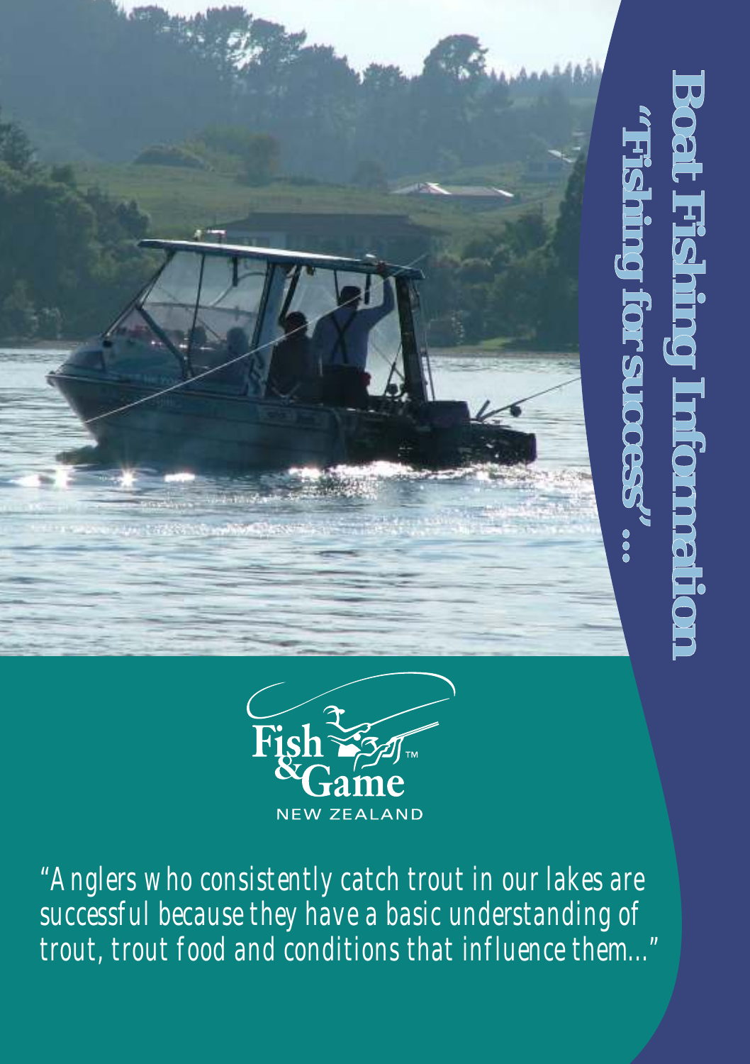# Boat Fishing Information

## "Fishing for success" ...

Fish & Game™ NEW ZEALAND

*"Anglers who consistently catch trout in our lakes are successful because they have a basic understanding of trout, trout food and conditions that influence them..."*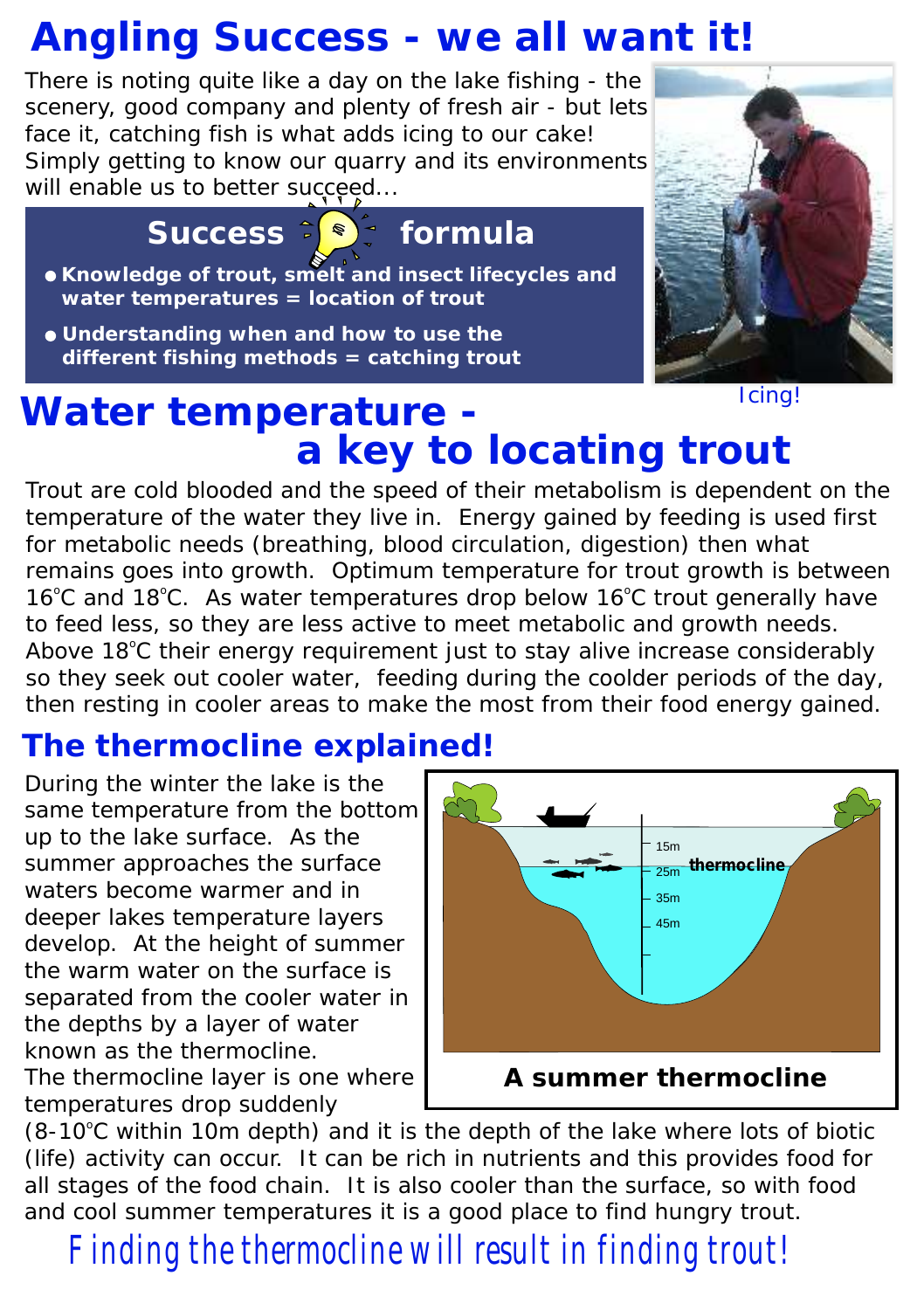# Angling Success - we all want it!

There is noting quite like a day on the lake fishing - the scenery, good company and plenty of fresh air - but lets face it, catching fish is what adds icing to our cake! Simply getting to know our quarry and its environments will enable us to better succeed...

## Success formula

- **Knowledge of trout, smelt and insect lifecycles and water temperatures = location of trout**
- **Understanding when and how to use the different fishing methods = catching trout**

Icing!

# Water temperature - a key to locating trout

Trout are cold blooded and the speed of their metabolism is dependent on the temperature of the water they live in. Energy gained by feeding is used first for metabolic needs (breathing, blood circulation, digestion) then what remains goes into growth. Optimum temperature for trout growth is between 16°C and 18°C. As water temperatures drop below 16°C trout generally have to feed less, so they are less active to meet metabolic and growth needs. Above 18°C their energy requirement just to stay alive increase considerably so they seek out cooler water, feeding during the coolder periods of the day, then resting in cooler areas to make the most from their food energy gained.

## The thermocline explained!

During the winter the lake is the same temperature from the bottom up to the lake surface. As the summer approaches the surface waters become warmer and in deeper lakes temperature layers develop. At the height of summer the warm water on the surface is separated from the cooler water in the depths by a layer of water known as the thermocline.

15m
25m thermocline
35m
45m

**A summer thermocline**

The thermocline layer is one where temperatures drop suddenly (8-10°C within 10m depth) and it is the depth of the lake where lots of biotic (life) activity can occur. It can be rich in nutrients and this provides food for all stages of the food chain. It is also cooler than the surface, so with food and cool summer temperatures it is a good place to find hungry trout.

*Finding the thermocline will result in finding trout!*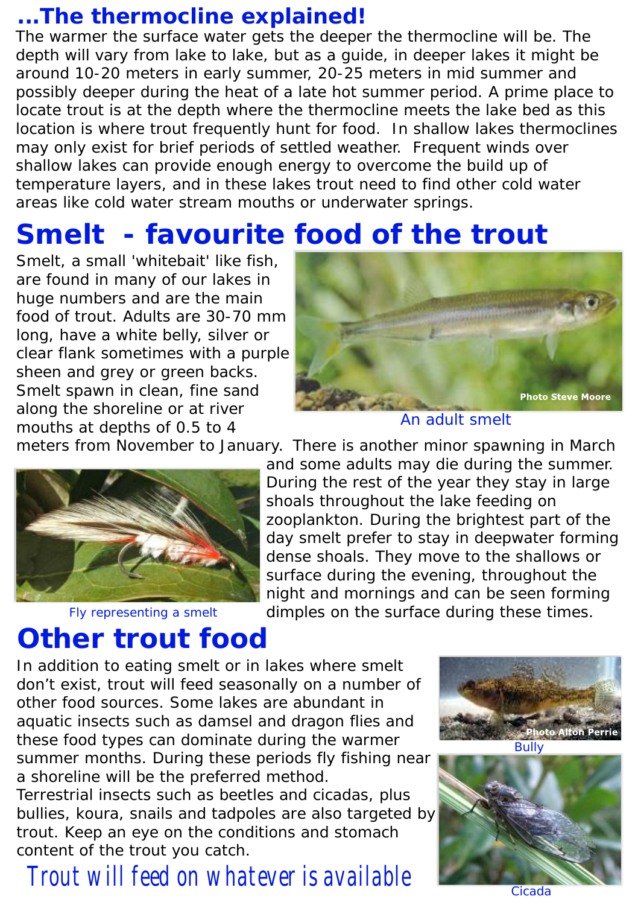## ...The thermocline explained!

The warmer the surface water gets the deeper the thermocline will be. The depth will vary from lake to lake, but as a guide, in deeper lakes it might be around 10-20 meters in early summer, 20-25 meters in mid summer and possibly deeper during the heat of a late hot summer period. A prime place to locate trout is at the depth where the thermocline meets the lake bed as this location is where trout frequently hunt for food. In shallow lakes thermoclines may only exist for brief periods of settled weather. Frequent winds over shallow lakes can provide enough energy to overcome the build up of temperature layers, and in these lakes trout need to find other cold water areas like cold water stream mouths or underwater springs.

# Smelt - favourite food of the trout

Smelt, a small 'whitebait' like fish, are found in many of our lakes in huge numbers and are the main food of trout. Adults are 30-70 mm long, have a white belly, silver or clear flank sometimes with a purple sheen and grey or green backs. Smelt spawn in clean, fine sand along the shoreline or at river mouths at depths of 0.5 to 4 meters from November to January. There is another minor spawning in March and some adults may die during the summer. During the rest of the year they stay in large shoals throughout the lake feeding on zooplankton. During the brightest part of the day smelt prefer to stay in deepwater forming dense shoals. They move to the shallows or surface during the evening, throughout the night and mornings and can be seen forming dimples on the surface during these times.

Photo Steve Moore

An adult smelt

Fly representing a smelt

# Other trout food

In addition to eating smelt or in lakes where smelt don't exist, trout will feed seasonally on a number of other food sources. Some lakes are abundant in aquatic insects such as damsel and dragon flies and these food types can dominate during the warmer summer months. During these periods fly fishing near a shoreline will be the preferred method.
Terrestrial insects such as beetles and cicadas, plus bullies, koura, snails and tadpoles are also targeted by trout. Keep an eye on the conditions and stomach content of the trout you catch.

Photo Alton Perrie

Bully

Cicada

*Trout will feed on whatever is available*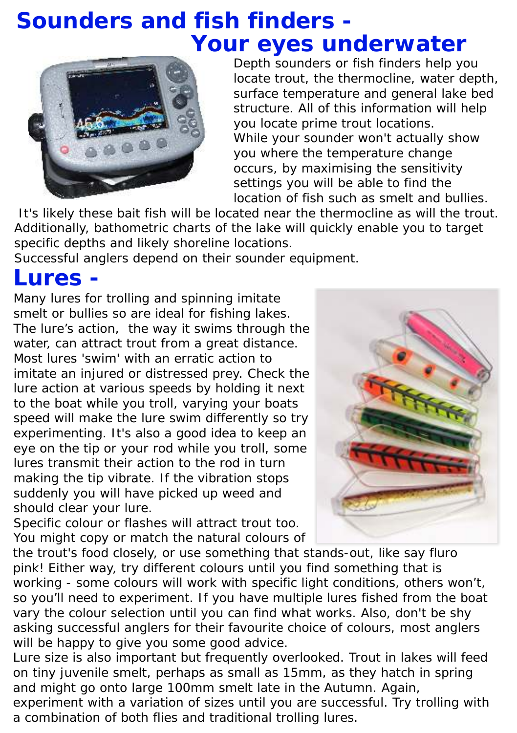# Sounders and fish finders - Your eyes underwater

Depth sounders or fish finders help you locate trout, the thermocline, water depth, surface temperature and general lake bed structure. All of this information will help you locate prime trout locations.
While your sounder won't actually show you where the temperature change occurs, by maximising the sensitivity settings you will be able to find the location of fish such as smelt and bullies.
It's likely these bait fish will be located near the thermocline as will the trout. Additionally, bathometric charts of the lake will quickly enable you to target specific depths and likely shoreline locations.
Successful anglers depend on their sounder equipment.

# Lures -

Many lures for trolling and spinning imitate smelt or bullies so are ideal for fishing lakes. The lure's action, the way it swims through the water, can attract trout from a great distance. Most lures 'swim' with an erratic action to imitate an injured or distressed prey. Check the lure action at various speeds by holding it next to the boat while you troll, varying your boats speed will make the lure swim differently so try experimenting. It's also a good idea to keep an eye on the tip or your rod while you troll, some lures transmit their action to the rod in turn making the tip vibrate. If the vibration stops suddenly you will have picked up weed and should clear your lure.
Specific colour or flashes will attract trout too. You might copy or match the natural colours of the trout's food closely, or use something that stands-out, like say fluro pink! Either way, try different colours until you find something that is working - some colours will work with specific light conditions, others won't, so you'll need to experiment. If you have multiple lures fished from the boat vary the colour selection until you can find what works. Also, don't be shy asking successful anglers for their favourite choice of colours, most anglers will be happy to give you some good advice.
Lure size is also important but frequently overlooked. Trout in lakes will feed on tiny juvenile smelt, perhaps as small as 15mm, as they hatch in spring and might go onto large 100mm smelt late in the Autumn. Again, experiment with a variation of sizes until you are successful. Try trolling with a combination of both flies and traditional trolling lures.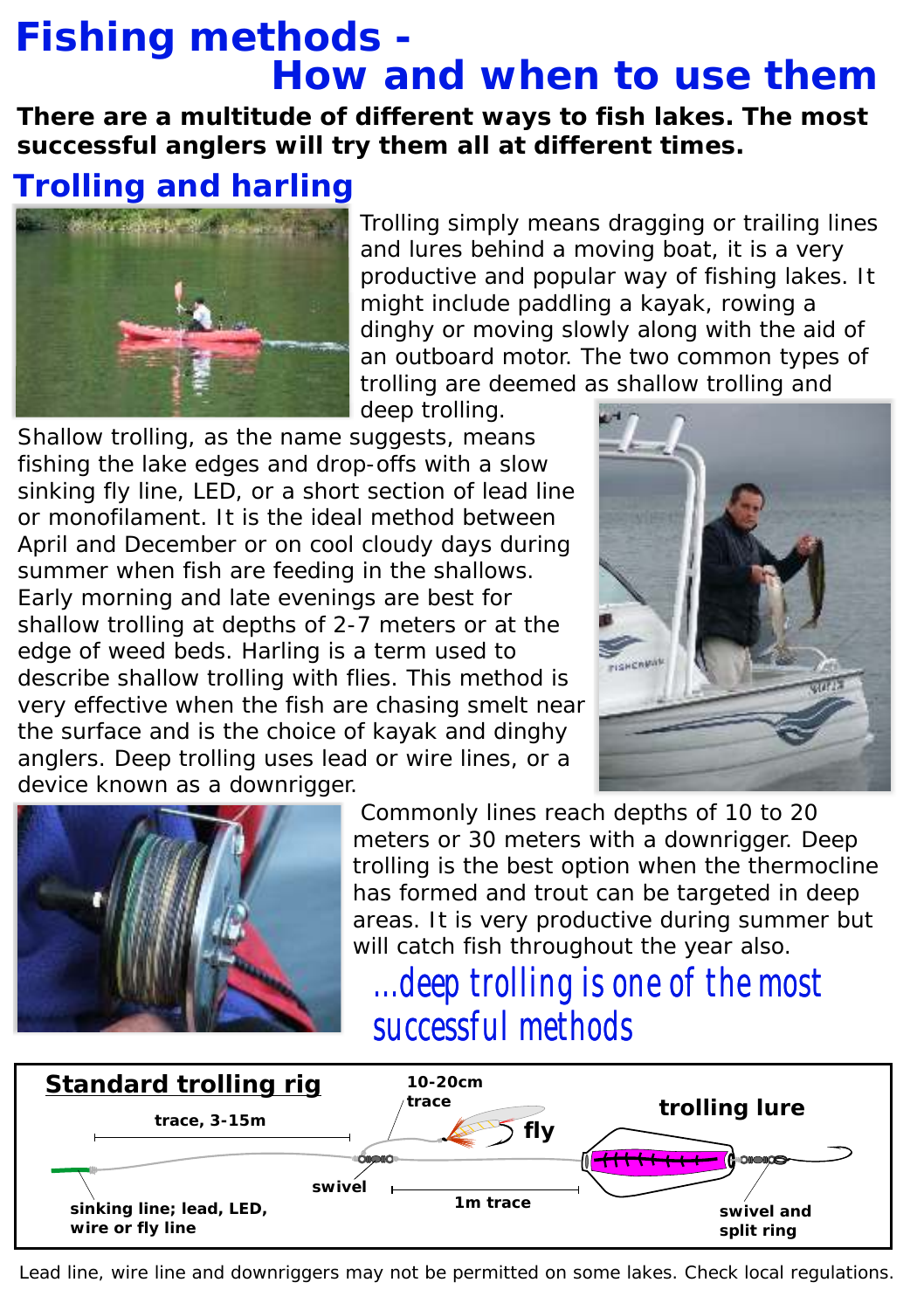# Fishing methods - How and when to use them

**There are a multitude of different ways to fish lakes. The most successful anglers will try them all at different times.**

## Trolling and harling

Trolling simply means dragging or trailing lines and lures behind a moving boat, it is a very productive and popular way of fishing lakes. It might include paddling a kayak, rowing a dinghy or moving slowly along with the aid of an outboard motor. The two common types of trolling are deemed as shallow trolling and deep trolling.

Shallow trolling, as the name suggests, means fishing the lake edges and drop-offs with a slow sinking fly line, LED, or a short section of lead line or monofilament. It is the ideal method between April and December or on cool cloudy days during summer when fish are feeding in the shallows. Early morning and late evenings are best for shallow trolling at depths of 2-7 meters or at the edge of weed beds. Harling is a term used to describe shallow trolling with flies. This method is very effective when the fish are chasing smelt near the surface and is the choice of kayak and dinghy anglers. Deep trolling uses lead or wire lines, or a device known as a downrigger.

Commonly lines reach depths of 10 to 20 meters or 30 meters with a downrigger. Deep trolling is the best option when the thermocline has formed and trout can be targeted in deep areas. It is very productive during summer but will catch fish throughout the year also.

*...deep trolling is one of the most successful methods*

**Standard trolling rig**

- trace, 3-15m
- 10-20cm trace
- fly
- trolling lure
- swivel
- 1m trace
- sinking line; lead, LED, wire or fly line
- swivel and split ring

Lead line, wire line and downriggers may not be permitted on some lakes. Check local regulations.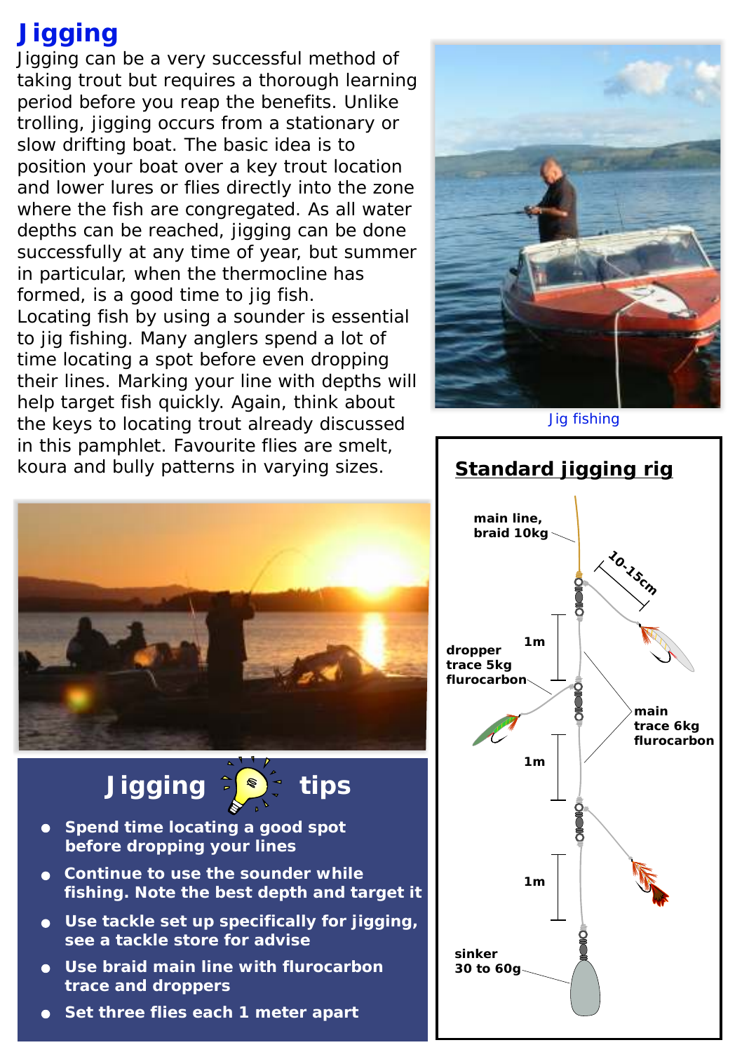# Jigging

Jigging can be a very successful method of taking trout but requires a thorough learning period before you reap the benefits. Unlike trolling, jigging occurs from a stationary or slow drifting boat. The basic idea is to position your boat over a key trout location and lower lures or flies directly into the zone where the fish are congregated. As all water depths can be reached, jigging can be done successfully at any time of year, but summer in particular, when the thermocline has formed, is a good time to jig fish.

Locating fish by using a sounder is essential to jig fishing. Many anglers spend a lot of time locating a spot before even dropping their lines. Marking your line with depths will help target fish quickly. Again, think about the keys to locating trout already discussed in this pamphlet. Favourite flies are smelt, koura and bully patterns in varying sizes.

Jig fishing

## Jigging tips

- **Spend time locating a good spot before dropping your lines**
- **Continue to use the sounder while fishing. Note the best depth and target it**
- **Use tackle set up specifically for jigging, see a tackle store for advise**
- **Use braid main line with flurocarbon trace and droppers**
- **Set three flies each 1 meter apart**

## Standard jigging rig

main line, braid 10kg

10-15cm

1m

dropper trace 5kg flurocarbon

main trace 6kg flurocarbon

1m

1m

sinker 30 to 60g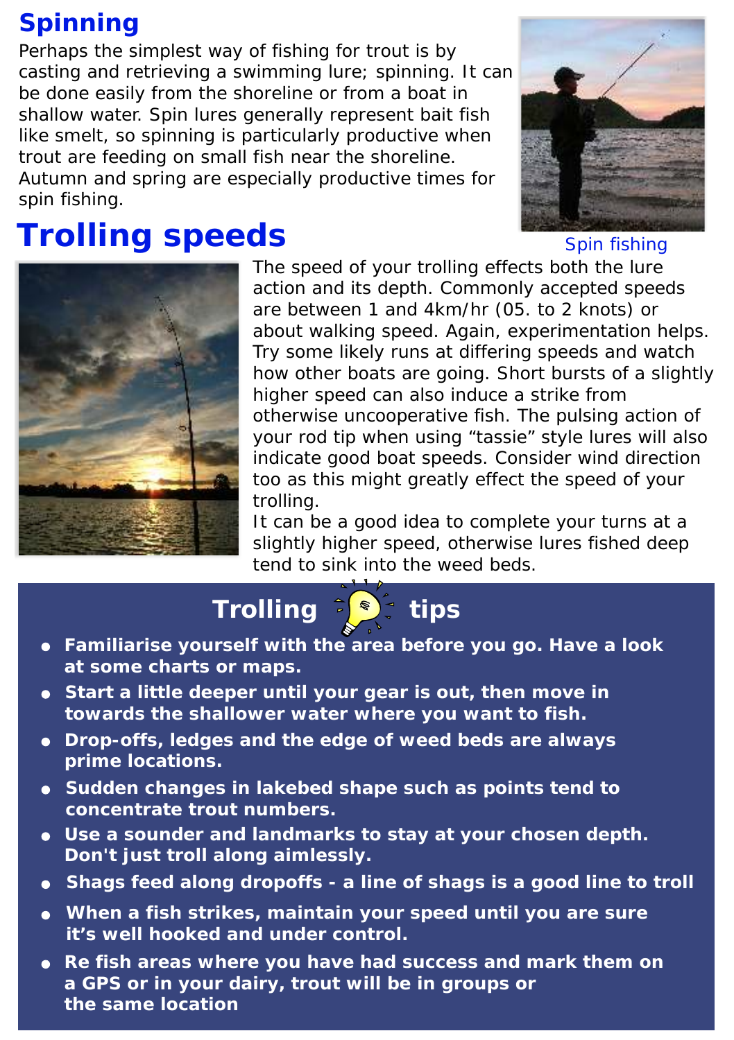## Spinning

Perhaps the simplest way of fishing for trout is by casting and retrieving a swimming lure; spinning. It can be done easily from the shoreline or from a boat in shallow water. Spin lures generally represent bait fish like smelt, so spinning is particularly productive when trout are feeding on small fish near the shoreline. Autumn and spring are especially productive times for spin fishing.

Spin fishing

# Trolling speeds

The speed of your trolling effects both the lure action and its depth. Commonly accepted speeds are between 1 and 4km/hr (05. to 2 knots) or about walking speed. Again, experimentation helps. Try some likely runs at differing speeds and watch how other boats are going. Short bursts of a slightly higher speed can also induce a strike from otherwise uncooperative fish. The pulsing action of your rod tip when using “tassie” style lures will also indicate good boat speeds. Consider wind direction too as this might greatly effect the speed of your trolling.

It can be a good idea to complete your turns at a slightly higher speed, otherwise lures fished deep tend to sink into the weed beds.

## Trolling tips

- **Familiarise yourself with the area before you go. Have a look at some charts or maps.**
- **Start a little deeper until your gear is out, then move in towards the shallower water where you want to fish.**
- **Drop-offs, ledges and the edge of weed beds are always prime locations.**
- **Sudden changes in lakebed shape such as points tend to concentrate trout numbers.**
- **Use a sounder and landmarks to stay at your chosen depth. Don't just troll along aimlessly.**
- **Shags feed along dropoffs - a line of shags is a good line to troll**
- **When a fish strikes, maintain your speed until you are sure it’s well hooked and under control.**
- **Re fish areas where you have had success and mark them on a GPS or in your dairy, trout will be in groups or the same location**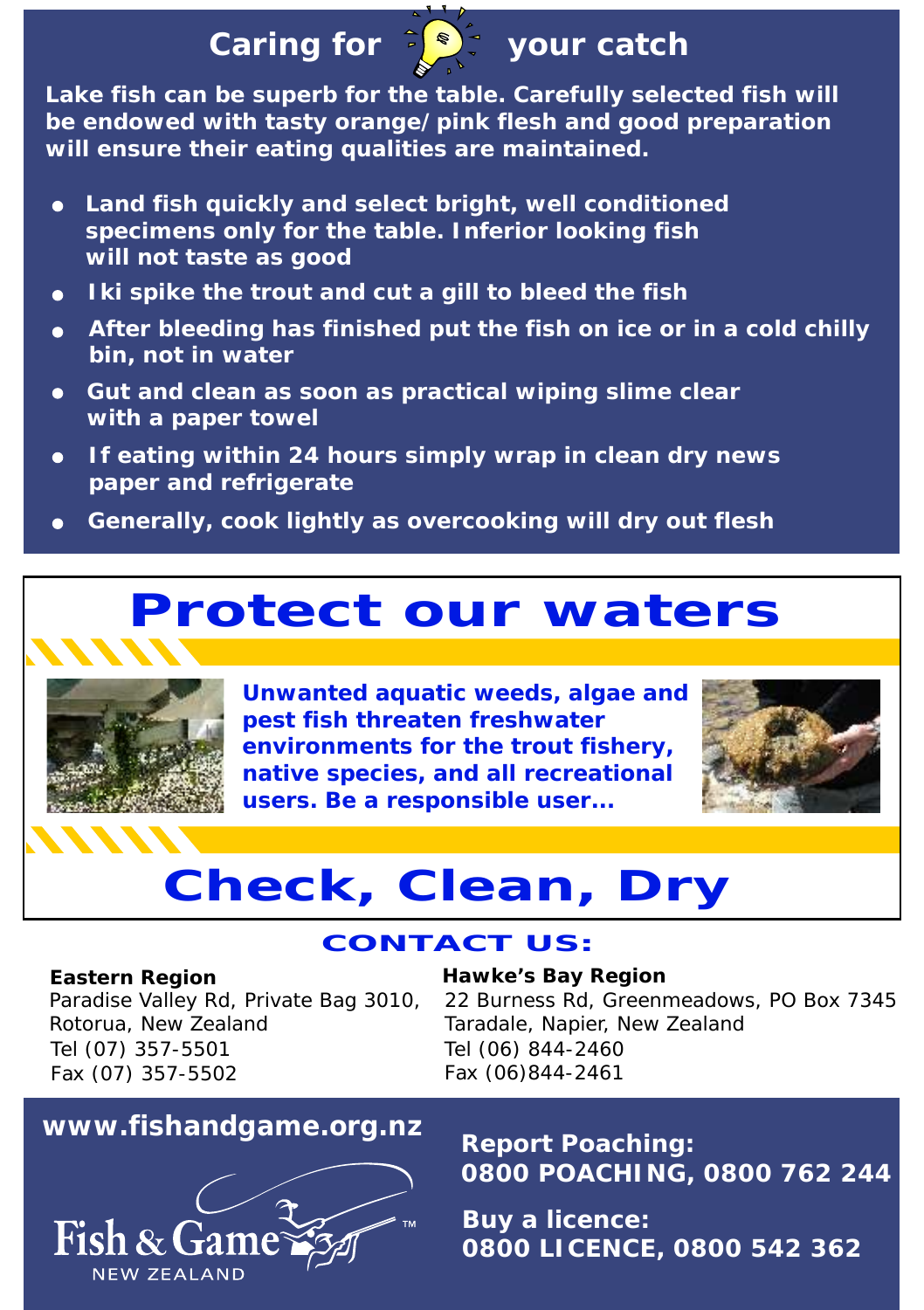## Caring for your catch

**Lake fish can be superb for the table. Carefully selected fish will be endowed with tasty orange/pink flesh and good preparation will ensure their eating qualities are maintained.**

- **Land fish quickly and select bright, well conditioned specimens only for the table. Inferior looking fish will not taste as good**
- **Iki spike the trout and cut a gill to bleed the fish**
- **After bleeding has finished put the fish on ice or in a cold chilly bin, not in water**
- **Gut and clean as soon as practical wiping slime clear with a paper towel**
- **If eating within 24 hours simply wrap in clean dry news paper and refrigerate**
- **Generally, cook lightly as overcooking will dry out flesh**

# Protect our waters

**Unwanted aquatic weeds, algae and pest fish threaten freshwater environments for the trout fishery, native species, and all recreational users. Be a responsible user...**

# Check, Clean, Dry

## CONTACT US:

**Eastern Region**
Paradise Valley Rd, Private Bag 3010,
Rotorua, New Zealand
Tel (07) 357-5501
Fax (07) 357-5502

**Hawke's Bay Region**
22 Burness Rd, Greenmeadows, PO Box 7345
Taradale, Napier, New Zealand
Tel (06) 844-2460
Fax (06)844-2461

**www.fishandgame.org.nz**

Fish & Game NEW ZEALAND

**Report Poaching:**
**0800 POACHING, 0800 762 244**

**Buy a licence:**
**0800 LICENCE, 0800 542 362**